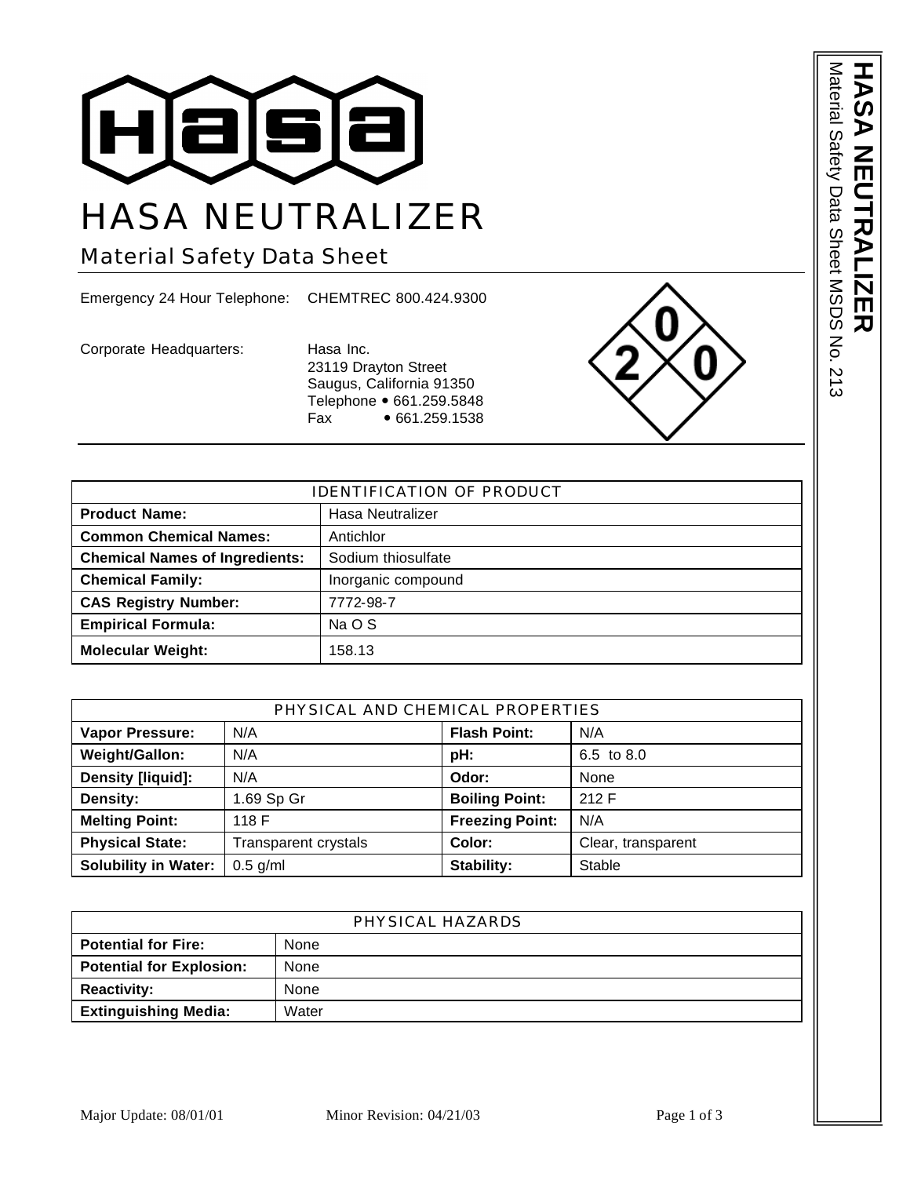# HASA NEUTRALIZER

## Material Safety Data Sheet

Emergency 24 Hour Telephone: CHEMTREC 800.424.9300

Corporate Headquarters: Hasa Inc.
23119 Drayton Street
Saugus, California 91350
Telephone • 661.259.5848
Fax • 661.259.1538

| IDENTIFICATION OF PRODUCT | |
|---|---|
| **Product Name:** | Hasa Neutralizer |
| **Common Chemical Names:** | Antichlor |
| **Chemical Names of Ingredients:** | Sodium thiosulfate |
| **Chemical Family:** | Inorganic compound |
| **CAS Registry Number:** | 7772-98-7 |
| **Empirical Formula:** | Na O S |
| **Molecular Weight:** | 158.13 |

| PHYSICAL AND CHEMICAL PROPERTIES | | | |
|---|---|---|---|
| **Vapor Pressure:** | N/A | **Flash Point:** | N/A |
| **Weight/Gallon:** | N/A | **pH:** | 6.5 to 8.0 |
| **Density [liquid]:** | N/A | **Odor:** | None |
| **Density:** | 1.69 Sp Gr | **Boiling Point:** | 212 F |
| **Melting Point:** | 118 F | **Freezing Point:** | N/A |
| **Physical State:** | Transparent crystals | **Color:** | Clear, transparent |
| **Solubility in Water:** | 0.5 g/ml | **Stability:** | Stable |

| PHYSICAL HAZARDS | |
|---|---|
| **Potential for Fire:** | None |
| **Potential for Explosion:** | None |
| **Reactivity:** | None |
| **Extinguishing Media:** | Water |

Major Update: 08/01/01 Minor Revision: 04/21/03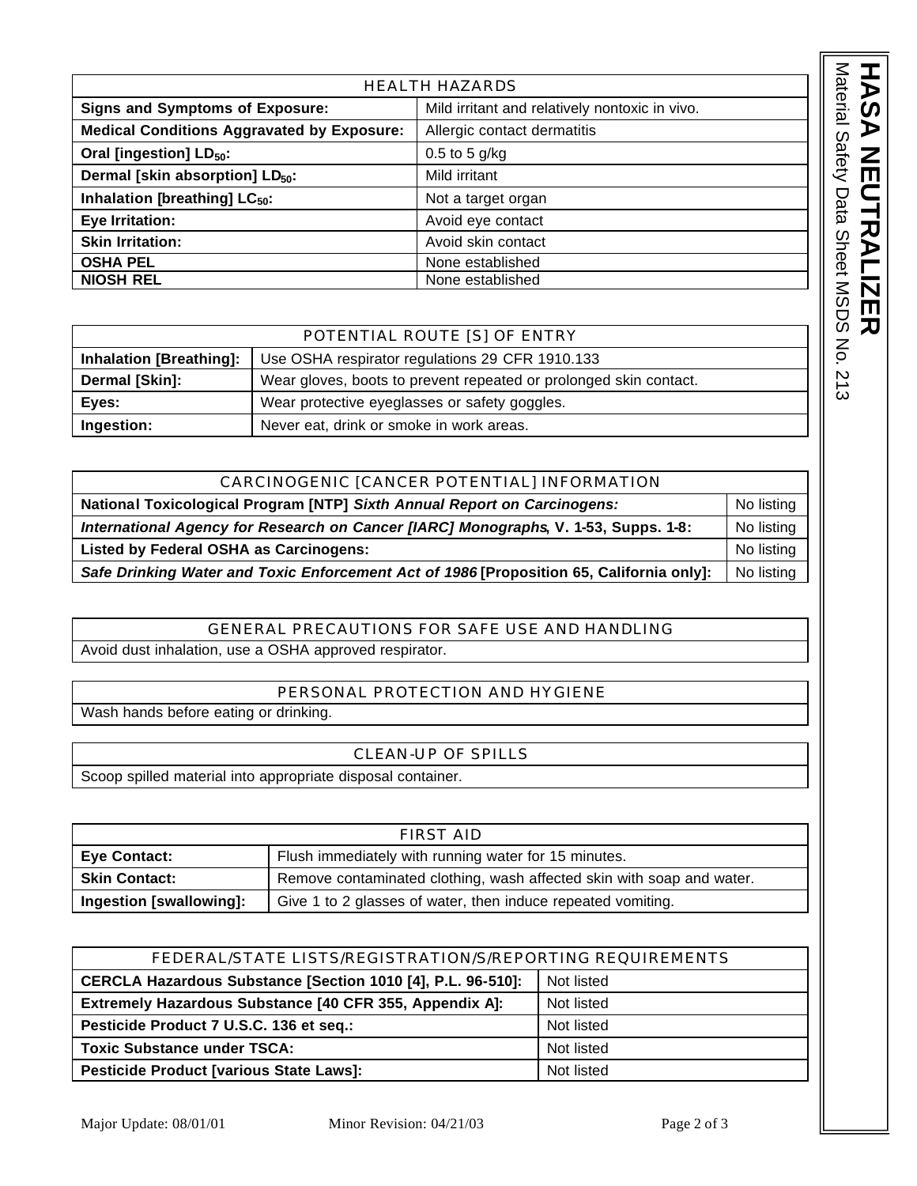| HEALTH HAZARDS | |
|---|---|
| **Signs and Symptoms of Exposure:** | Mild irritant and relatively nontoxic in vivo. |
| **Medical Conditions Aggravated by Exposure:** | Allergic contact dermatitis |
| **Oral [ingestion] $LD_{50}$:** | 0.5 to 5 g/kg |
| **Dermal [skin absorption] $LD_{50}$:** | Mild irritant |
| **Inhalation [breathing] $LC_{50}$:** | Not a target organ |
| **Eye Irritation:** | Avoid eye contact |
| **Skin Irritation:** | Avoid skin contact |
| **OSHA PEL** | None established |
| **NIOSH REL** | None established |

| POTENTIAL ROUTE [S] OF ENTRY | |
|---|---|
| **Inhalation [Breathing]:** | Use OSHA respirator regulations 29 CFR 1910.133 |
| **Dermal [Skin]:** | Wear gloves, boots to prevent repeated or prolonged skin contact. |
| **Eyes:** | Wear protective eyeglasses or safety goggles. |
| **Ingestion:** | Never eat, drink or smoke in work areas. |

| CARCINOGENIC [CANCER POTENTIAL] INFORMATION | |
|---|---|
| **National Toxicological Program [NTP]** ***Sixth Annual Report on Carcinogens:*** | No listing |
| ***International Agency for Research on Cancer [IARC] Monographs*****, V. 1-53, Supps. 1-8:** | No listing |
| **Listed by Federal OSHA as Carcinogens:** | No listing |
| ***Safe Drinking Water and Toxic Enforcement Act of 1986*** **[Proposition 65, California only]:** | No listing |

| GENERAL PRECAUTIONS FOR SAFE USE AND HANDLING |
|---|
| Avoid dust inhalation, use a OSHA approved respirator. |

| PERSONAL PROTECTION AND HYGIENE |
|---|
| Wash hands before eating or drinking. |

| CLEAN-UP OF SPILLS |
|---|
| Scoop spilled material into appropriate disposal container. |

| FIRST AID | |
|---|---|
| **Eye Contact:** | Flush immediately with running water for 15 minutes. |
| **Skin Contact:** | Remove contaminated clothing, wash affected skin with soap and water. |
| **Ingestion [swallowing]:** | Give 1 to 2 glasses of water, then induce repeated vomiting. |

| FEDERAL/STATE LISTS/REGISTRATION/S/REPORTING REQUIREMENTS | |
|---|---|
| **CERCLA Hazardous Substance [Section 1010 [4], P.L. 96-510]:** | Not listed |
| **Extremely Hazardous Substance [40 CFR 355, Appendix A]:** | Not listed |
| **Pesticide Product 7 U.S.C. 136 et seq.:** | Not listed |
| **Toxic Substance under TSCA:** | Not listed |
| **Pesticide Product [various State Laws]:** | Not listed |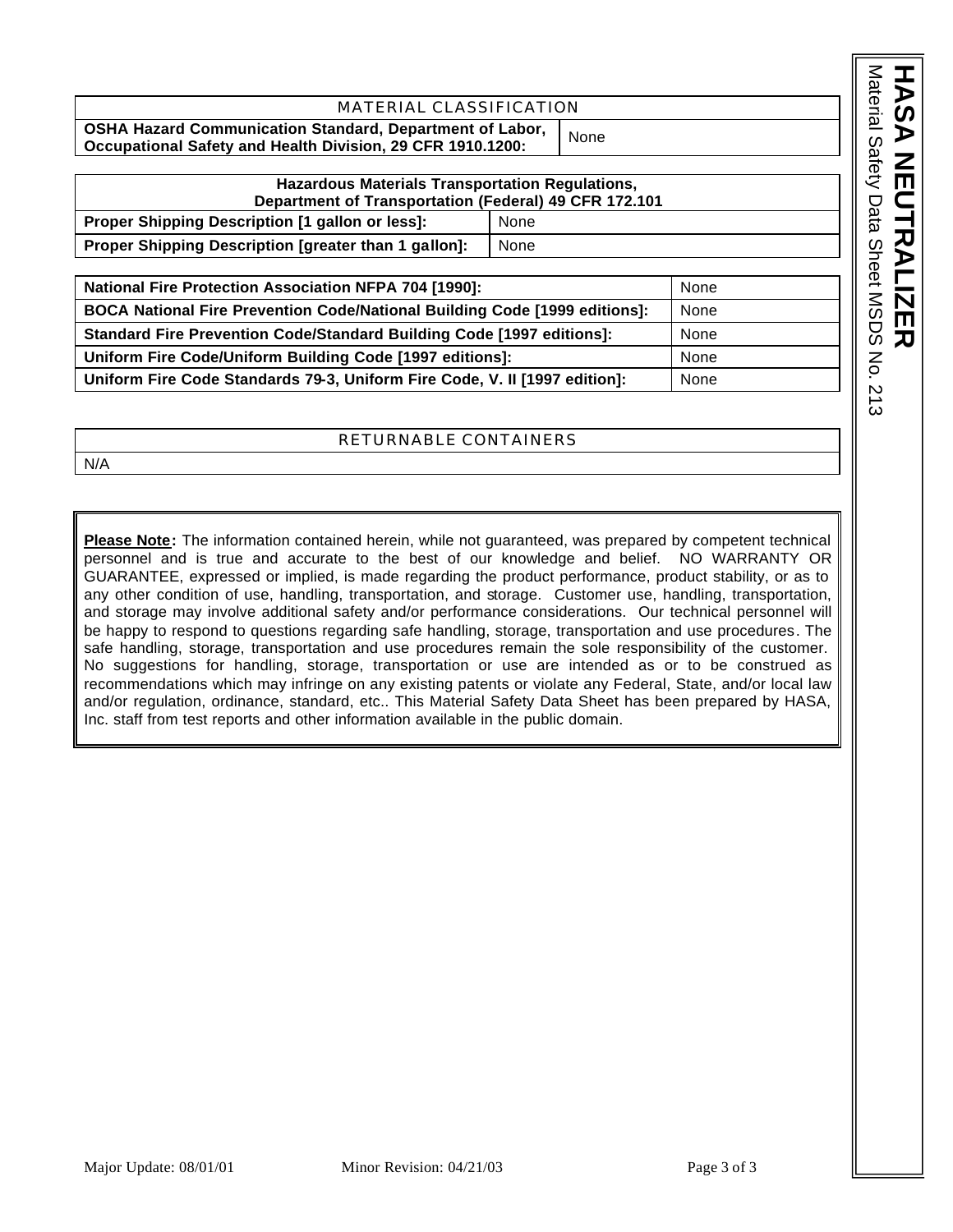## MATERIAL CLASSIFICATION

| | |
|---|---|
| **OSHA Hazard Communication Standard, Department of Labor, Occupational Safety and Health Division, 29 CFR 1910.1200:** | None |

| **Hazardous Materials Transportation Regulations, Department of Transportation (Federal) 49 CFR 172.101** | |
|---|---|
| **Proper Shipping Description [1 gallon or less]:** | None |
| **Proper Shipping Description [greater than 1 gallon]:** | None |

| | |
|---|---|
| **National Fire Protection Association NFPA 704 [1990]:** | None |
| **BOCA National Fire Prevention Code/National Building Code [1999 editions]:** | None |
| **Standard Fire Prevention Code/Standard Building Code [1997 editions]:** | None |
| **Uniform Fire Code/Uniform Building Code [1997 editions]:** | None |
| **Uniform Fire Code Standards 79-3, Uniform Fire Code, V. II [1997 edition]:** | None |

## RETURNABLE CONTAINERS

N/A

**Please Note:** The information contained herein, while not guaranteed, was prepared by competent technical personnel and is true and accurate to the best of our knowledge and belief. NO WARRANTY OR GUARANTEE, expressed or implied, is made regarding the product performance, product stability, or as to any other condition of use, handling, transportation, and storage. Customer use, handling, transportation, and storage may involve additional safety and/or performance considerations. Our technical personnel will be happy to respond to questions regarding safe handling, storage, transportation and use procedures. The safe handling, storage, transportation and use procedures remain the sole responsibility of the customer. No suggestions for handling, storage, transportation or use are intended as or to be construed as recommendations which may infringe on any existing patents or violate any Federal, State, and/or local law and/or regulation, ordinance, standard, etc.. This Material Safety Data Sheet has been prepared by HASA, Inc. staff from test reports and other information available in the public domain.

Major Update: 08/01/01 Minor Revision: 04/21/03